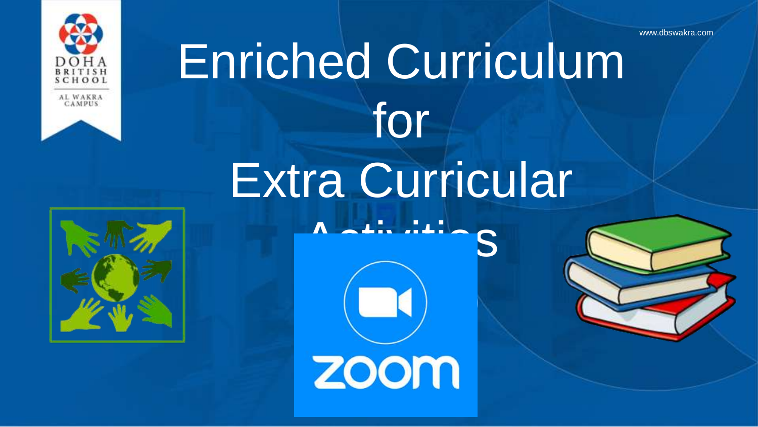www.dbswakra.com

DOHA BRITISH SCHOOL

AL WAKRA CAMPUS

# Enriched Curriculum for Extra Curricular Activities

zoom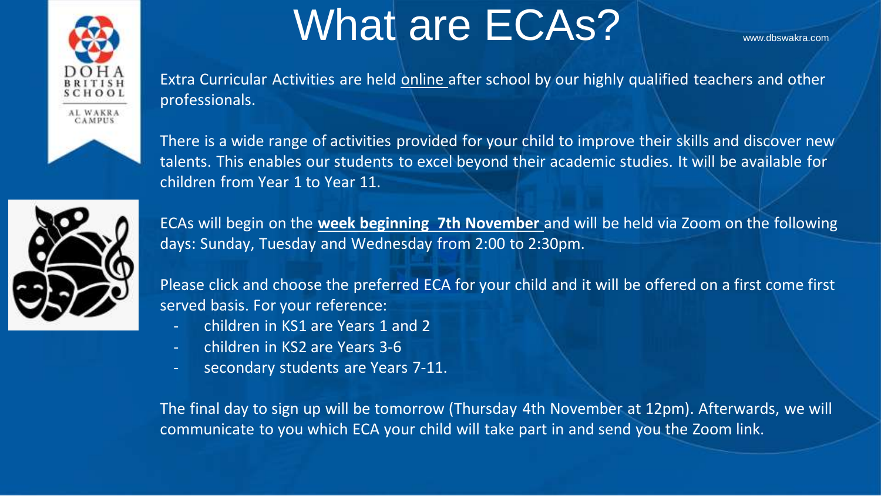# What are ECAs?

www.dbswakra.com

Extra Curricular Activities are held online after school by our highly qualified teachers and other professionals.

There is a wide range of activities provided for your child to improve their skills and discover new talents. This enables our students to excel beyond their academic studies. It will be available for children from Year 1 to Year 11.

ECAs will begin on the **week beginning 7th November** and will be held via Zoom on the following days: Sunday, Tuesday and Wednesday from 2:00 to 2:30pm.

Please click and choose the preferred ECA for your child and it will be offered on a first come first served basis. For your reference:

- children in KS1 are Years 1 and 2
- children in KS2 are Years 3-6
- secondary students are Years 7-11.

The final day to sign up will be tomorrow (Thursday 4th November at 12pm). Afterwards, we will communicate to you which ECA your child will take part in and send you the Zoom link.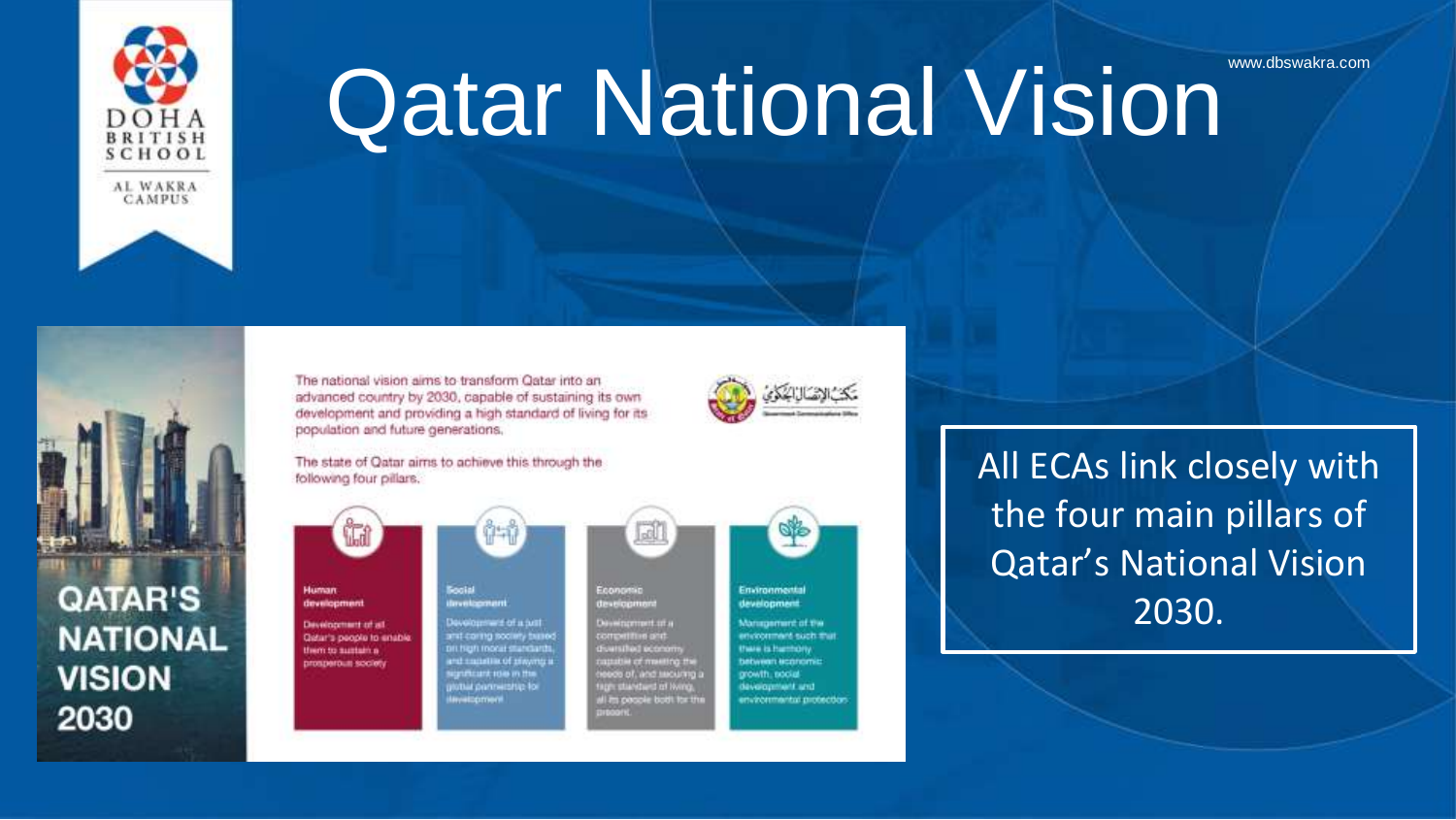# Qatar National Vision

QATAR'S NATIONAL VISION 2030

The national vision aims to transform Qatar into an advanced country by 2030, capable of sustaining its own development and providing a high standard of living for its population and future generations.

The state of Qatar aims to achieve this through the following four pillars.

**Human development**
Development of all Qatar's people to enable them to sustain a prosperous society

**Social development**
Development of a just and caring society based on high moral standards, and capable of playing a significant role in the global partnership for development

**Economic development**
Development of a competitive and diversified economy capable of meeting the needs of, and securing a high standard of living, all its people both for the present.

**Environmental development**
Management of the environment such that there is harmony between economic growth, social development and environmental protection

All ECAs link closely with the four main pillars of Qatar's National Vision 2030.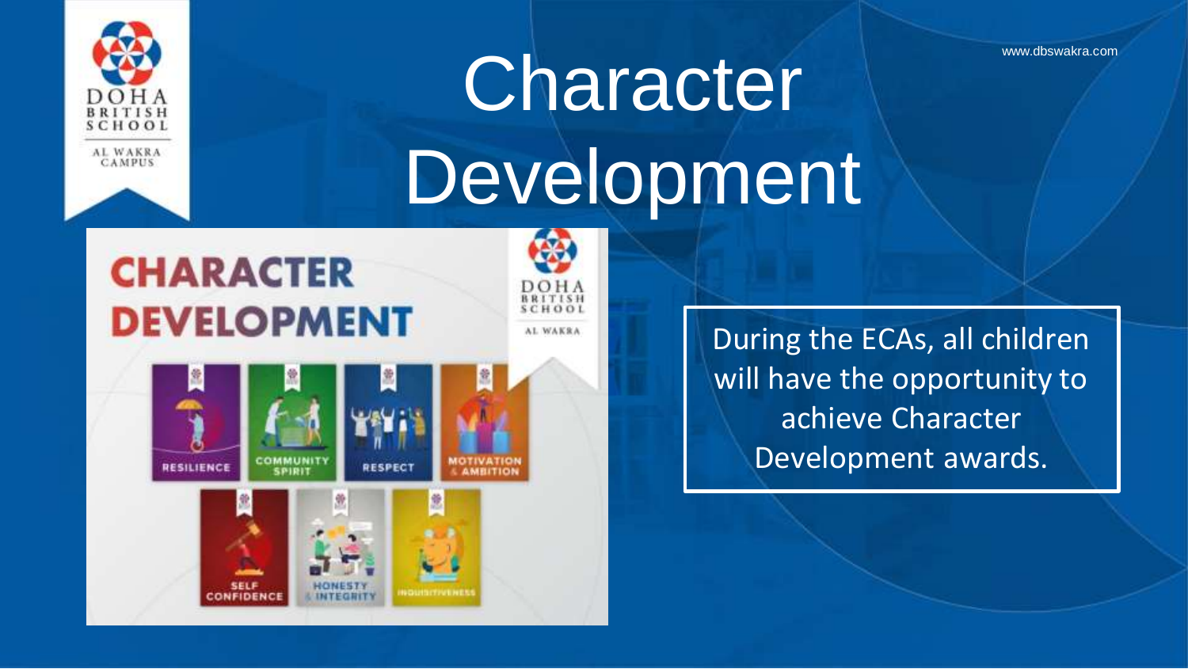# Character Development

During the ECAs, all children will have the opportunity to achieve Character Development awards.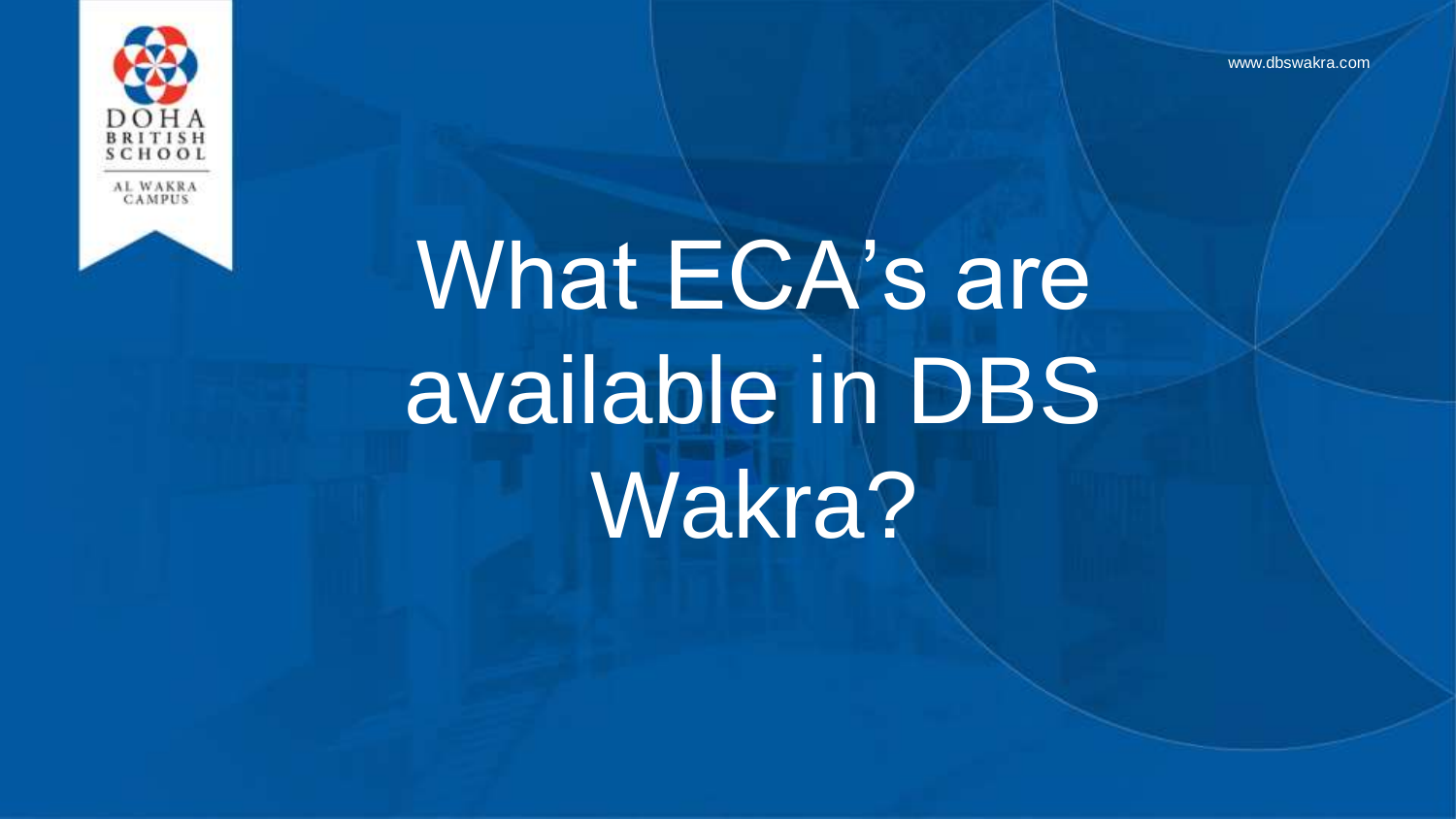# What ECA's are available in DBS Wakra?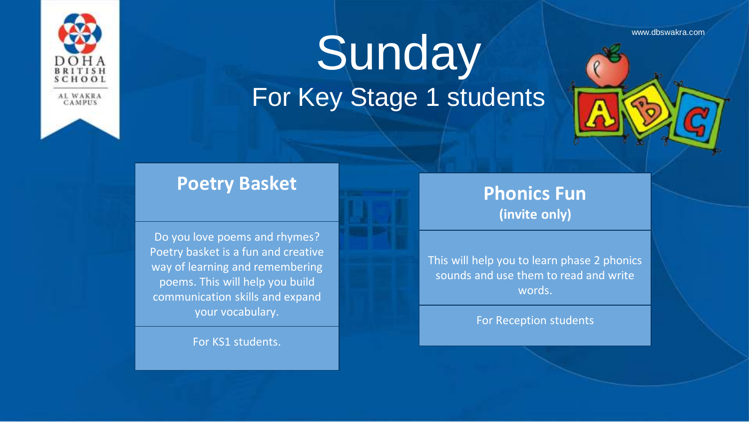# Sunday

## For Key Stage 1 students

### Poetry Basket

Do you love poems and rhymes? Poetry basket is a fun and creative way of learning and remembering poems. This will help you build communication skills and expand your vocabulary.

For KS1 students.

### Phonics Fun

**(invite only)**

This will help you to learn phase 2 phonics sounds and use them to read and write words.

For Reception students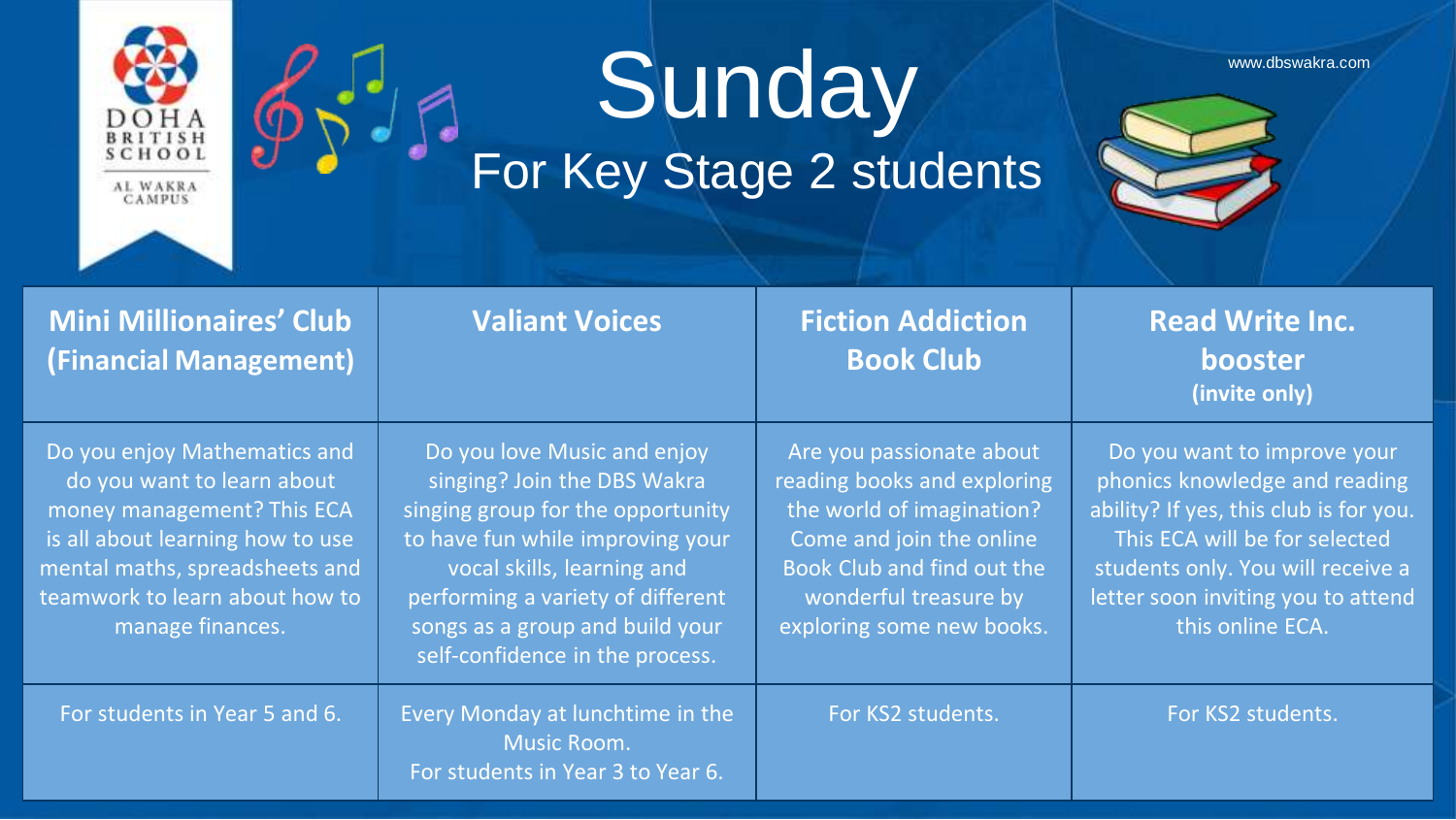DOHA BRITISH SCHOOL

AL WAKRA CAMPUS

# Sunday

## For Key Stage 2 students

www.dbswakra.com

| Mini Millionaires' Club (Financial Management) | Valiant Voices | Fiction Addiction Book Club | Read Write Inc. booster (invite only) |
| --- | --- | --- | --- |
| Do you enjoy Mathematics and do you want to learn about money management? This ECA is all about learning how to use mental maths, spreadsheets and teamwork to learn about how to manage finances. | Do you love Music and enjoy singing? Join the DBS Wakra singing group for the opportunity to have fun while improving your vocal skills, learning and performing a variety of different songs as a group and build your self-confidence in the process. | Are you passionate about reading books and exploring the world of imagination? Come and join the online Book Club and find out the wonderful treasure by exploring some new books. | Do you want to improve your phonics knowledge and reading ability? If yes, this club is for you. This ECA will be for selected students only. You will receive a letter soon inviting you to attend this online ECA. |
| For students in Year 5 and 6. | Every Monday at lunchtime in the Music Room. For students in Year 3 to Year 6. | For KS2 students. | For KS2 students. |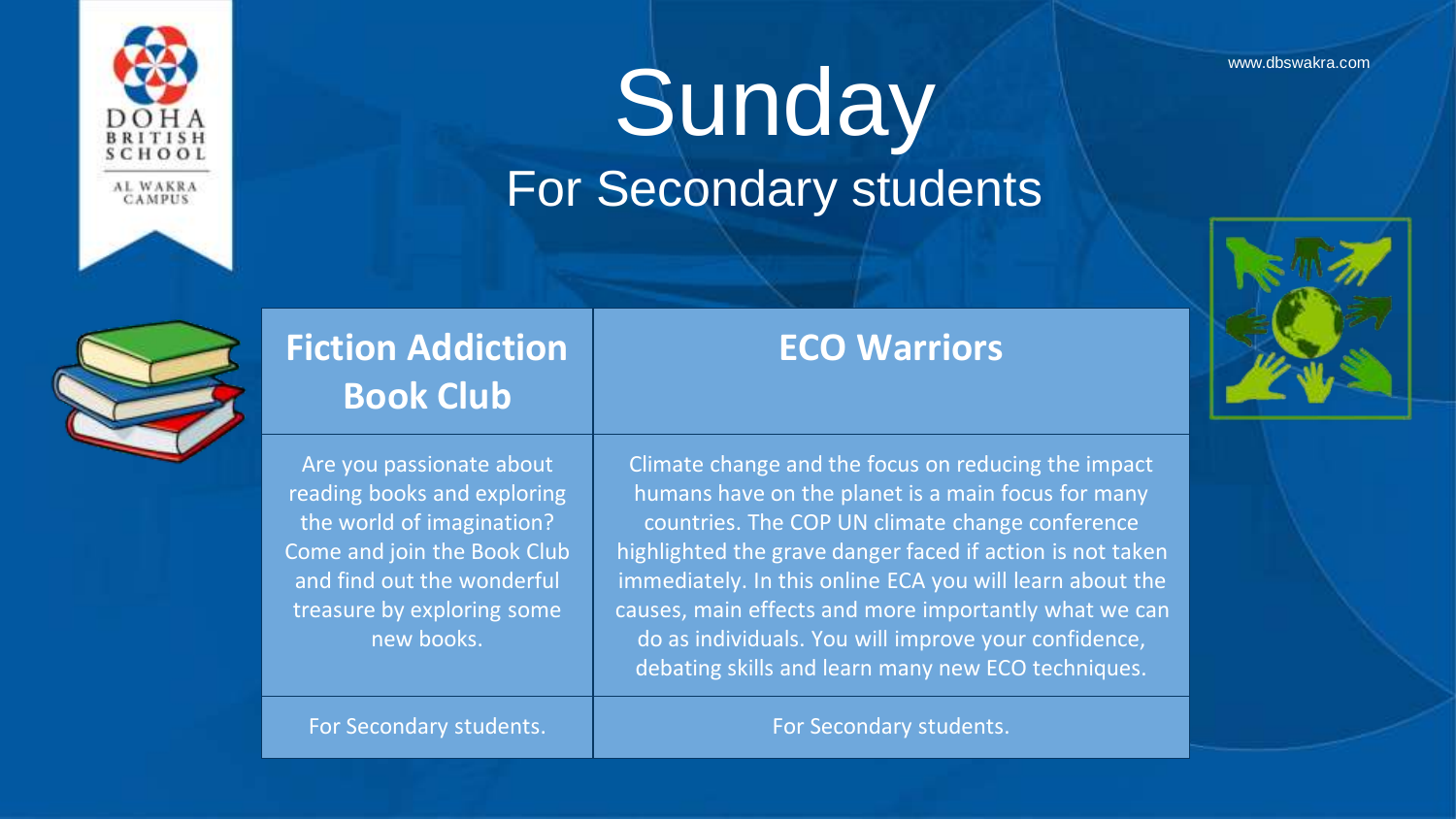# Sunday

## For Secondary students

| Fiction Addiction Book Club | ECO Warriors |
| --- | --- |
| Are you passionate about reading books and exploring the world of imagination? Come and join the Book Club and find out the wonderful treasure by exploring some new books. | Climate change and the focus on reducing the impact humans have on the planet is a main focus for many countries. The COP UN climate change conference highlighted the grave danger faced if action is not taken immediately. In this online ECA you will learn about the causes, main effects and more importantly what we can do as individuals. You will improve your confidence, debating skills and learn many new ECO techniques. |
| For Secondary students. | For Secondary students. |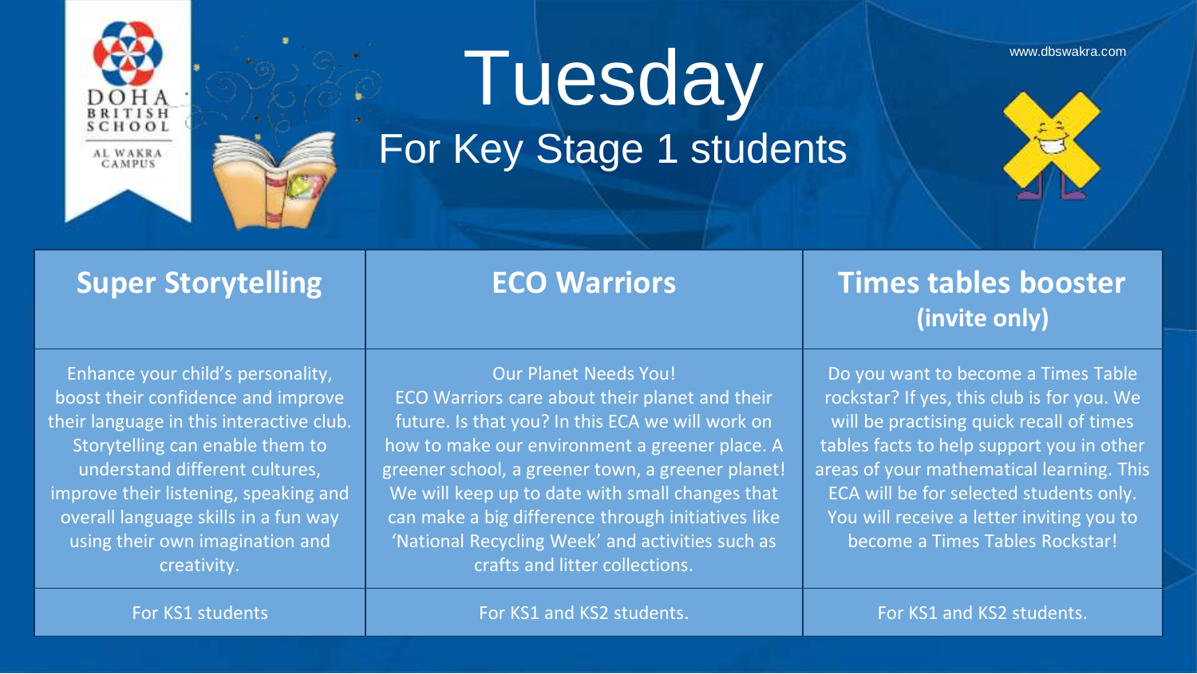# Tuesday

## For Key Stage 1 students

www.dbswakra.com

| Super Storytelling | ECO Warriors | Times tables booster (invite only) |
| --- | --- | --- |
| Enhance your child's personality, boost their confidence and improve their language in this interactive club. Storytelling can enable them to understand different cultures, improve their listening, speaking and overall language skills in a fun way using their own imagination and creativity. | Our Planet Needs You! ECO Warriors care about their planet and their future. Is that you? In this ECA we will work on how to make our environment a greener place. A greener school, a greener town, a greener planet! We will keep up to date with small changes that can make a big difference through initiatives like 'National Recycling Week' and activities such as crafts and litter collections. | Do you want to become a Times Table rockstar? If yes, this club is for you. We will be practising quick recall of times tables facts to help support you in other areas of your mathematical learning. This ECA will be for selected students only. You will receive a letter inviting you to become a Times Tables Rockstar! |
| For KS1 students | For KS1 and KS2 students. | For KS1 and KS2 students. |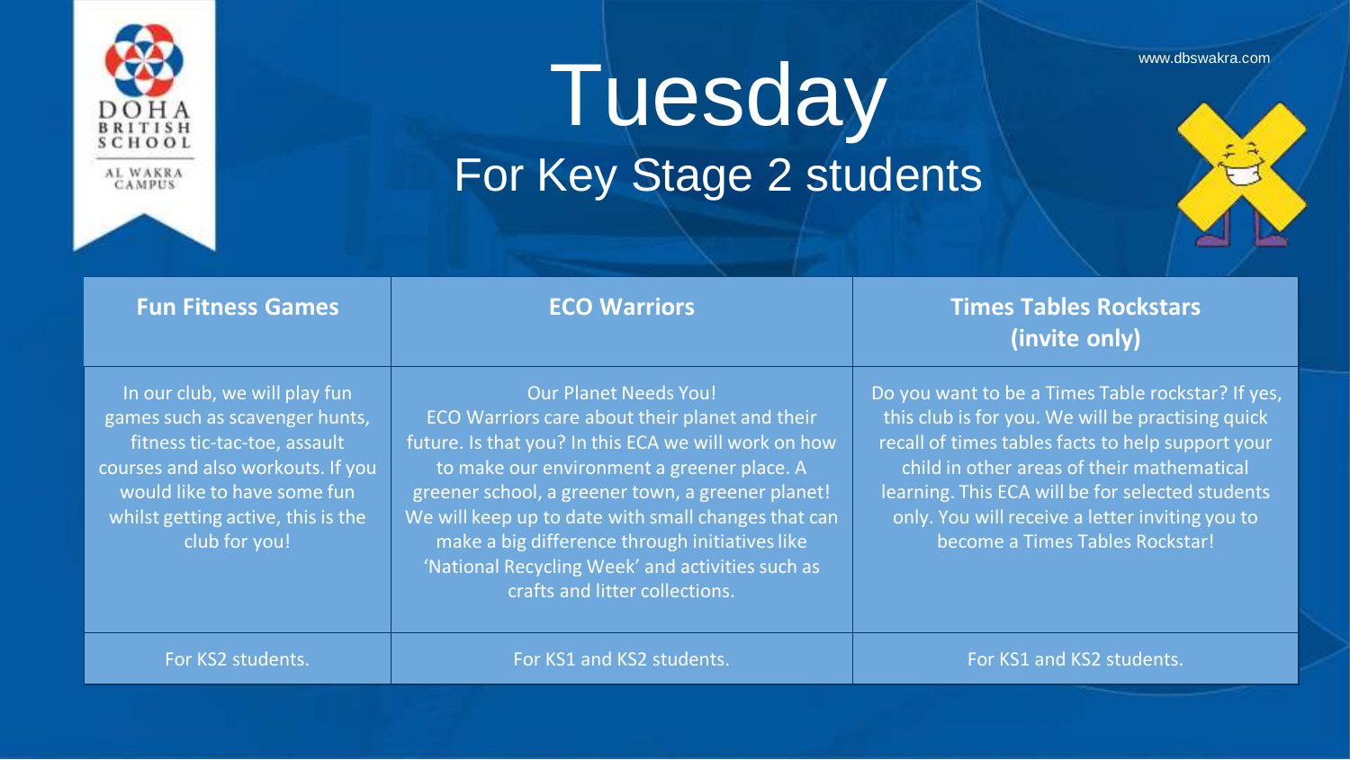# Tuesday

## For Key Stage 2 students

| Fun Fitness Games | ECO Warriors | Times Tables Rockstars (invite only) |
| --- | --- | --- |
| In our club, we will play fun games such as scavenger hunts, fitness tic-tac-toe, assault courses and also workouts. If you would like to have some fun whilst getting active, this is the club for you! | Our Planet Needs You! ECO Warriors care about their planet and their future. Is that you? In this ECA we will work on how to make our environment a greener place. A greener school, a greener town, a greener planet! We will keep up to date with small changes that can make a big difference through initiatives like 'National Recycling Week' and activities such as crafts and litter collections. | Do you want to be a Times Table rockstar? If yes, this club is for you. We will be practising quick recall of times tables facts to help support your child in other areas of their mathematical learning. This ECA will be for selected students only. You will receive a letter inviting you to become a Times Tables Rockstar! |
| For KS2 students. | For KS1 and KS2 students. | For KS1 and KS2 students. |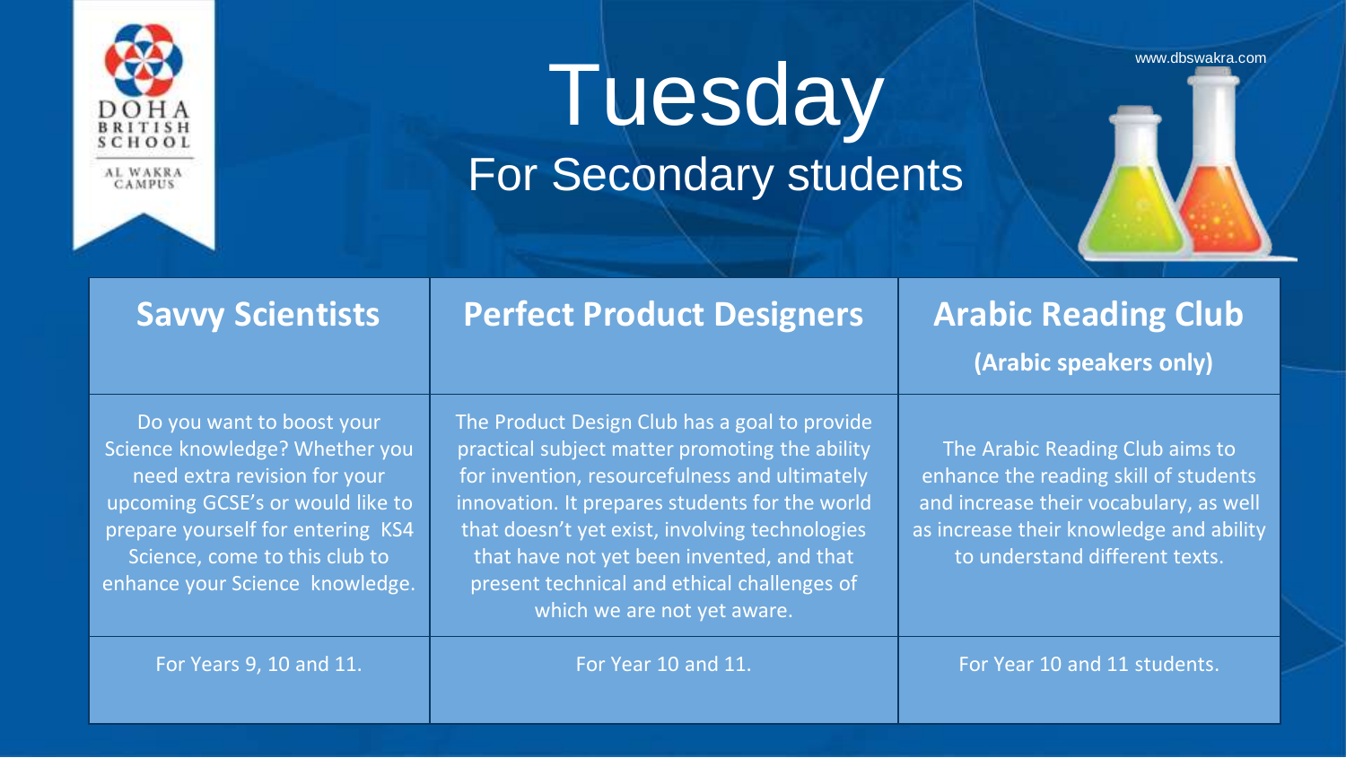# Tuesday

## For Secondary students

www.dbswakra.com

| Savvy Scientists | Perfect Product Designers | Arabic Reading Club (Arabic speakers only) |
|---|---|---|
| Do you want to boost your Science knowledge? Whether you need extra revision for your upcoming GCSE's or would like to prepare yourself for entering KS4 Science, come to this club to enhance your Science knowledge. | The Product Design Club has a goal to provide practical subject matter promoting the ability for invention, resourcefulness and ultimately innovation. It prepares students for the world that doesn't yet exist, involving technologies that have not yet been invented, and that present technical and ethical challenges of which we are not yet aware. | The Arabic Reading Club aims to enhance the reading skill of students and increase their vocabulary, as well as increase their knowledge and ability to understand different texts. |
| For Years 9, 10 and 11. | For Year 10 and 11. | For Year 10 and 11 students. |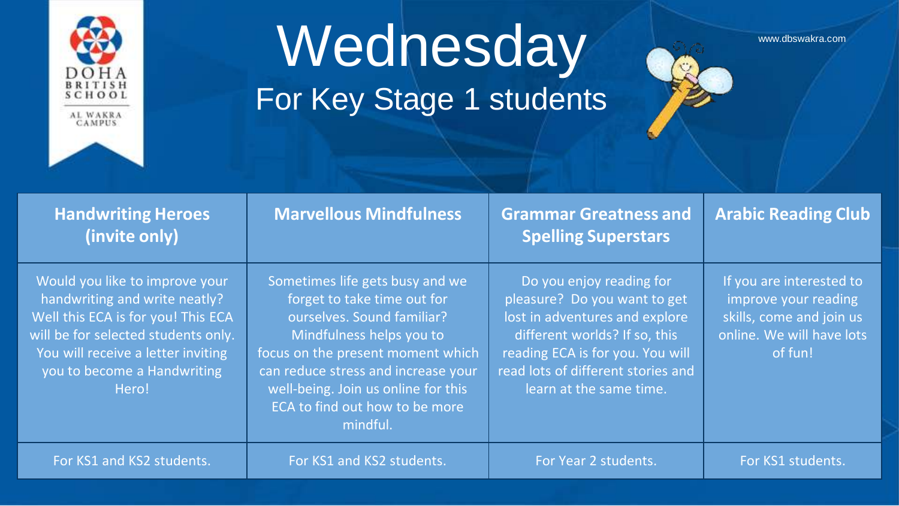# Wednesday

## For Key Stage 1 students

www.dbswakra.com

| Handwriting Heroes (invite only) | Marvellous Mindfulness | Grammar Greatness and Spelling Superstars | Arabic Reading Club |
|---|---|---|---|
| Would you like to improve your handwriting and write neatly? Well this ECA is for you! This ECA will be for selected students only. You will receive a letter inviting you to become a Handwriting Hero! | Sometimes life gets busy and we forget to take time out for ourselves. Sound familiar? Mindfulness helps you to focus on the present moment which can reduce stress and increase your well-being. Join us online for this ECA to find out how to be more mindful. | Do you enjoy reading for pleasure? Do you want to get lost in adventures and explore different worlds? If so, this reading ECA is for you. You will read lots of different stories and learn at the same time. | If you are interested to improve your reading skills, come and join us online. We will have lots of fun! |
| For KS1 and KS2 students. | For KS1 and KS2 students. | For Year 2 students. | For KS1 students. |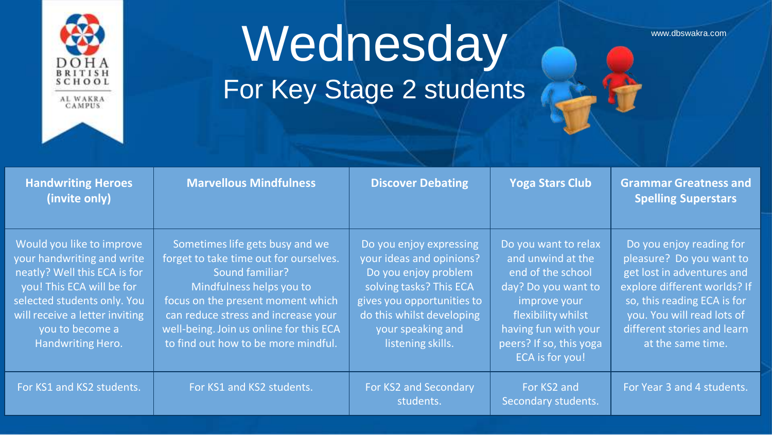DOHA BRITISH SCHOOL

AL WAKRA CAMPUS

# Wednesday

## For Key Stage 2 students

www.dbswakra.com

| Handwriting Heroes (invite only) | Marvellous Mindfulness | Discover Debating | Yoga Stars Club | Grammar Greatness and Spelling Superstars |
| --- | --- | --- | --- | --- |
| Would you like to improve your handwriting and write neatly? Well this ECA is for you! This ECA will be for selected students only. You will receive a letter inviting you to become a Handwriting Hero. | Sometimes life gets busy and we forget to take time out for ourselves. Sound familiar? Mindfulness helps you to focus on the present moment which can reduce stress and increase your well-being. Join us online for this ECA to find out how to be more mindful. | Do you enjoy expressing your ideas and opinions? Do you enjoy problem solving tasks? This ECA gives you opportunities to do this whilst developing your speaking and listening skills. | Do you want to relax and unwind at the end of the school day? Do you want to improve your flexibility whilst having fun with your peers? If so, this yoga ECA is for you! | Do you enjoy reading for pleasure? Do you want to get lost in adventures and explore different worlds? If so, this reading ECA is for you. You will read lots of different stories and learn at the same time. |
| For KS1 and KS2 students. | For KS1 and KS2 students. | For KS2 and Secondary students. | For KS2 and Secondary students. | For Year 3 and 4 students. |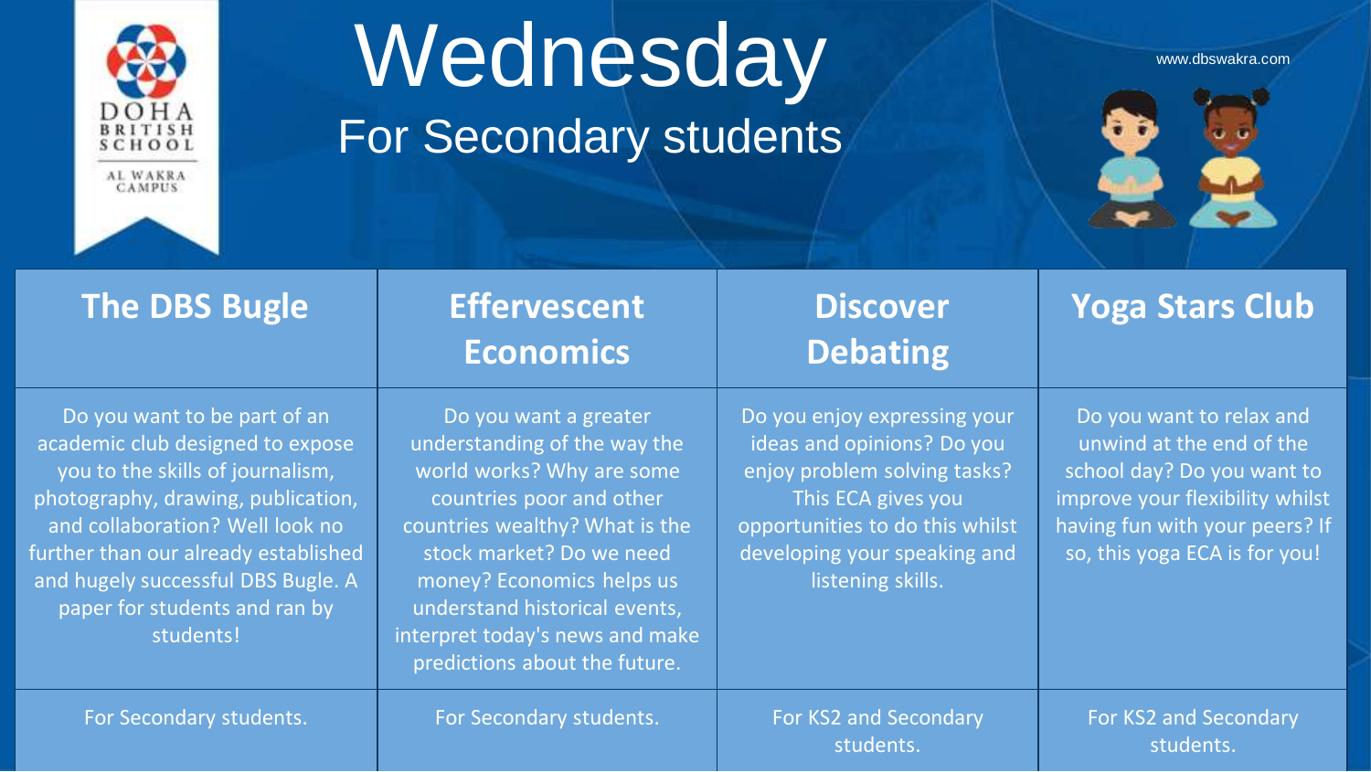DOHA BRITISH SCHOOL

AL WAKRA CAMPUS

# Wednesday

## For Secondary students

www.dbswakra.com

| The DBS Bugle | Effervescent Economics | Discover Debating | Yoga Stars Club |
| --- | --- | --- | --- |
| Do you want to be part of an academic club designed to expose you to the skills of journalism, photography, drawing, publication, and collaboration? Well look no further than our already established and hugely successful DBS Bugle. A paper for students and ran by students! | Do you want a greater understanding of the way the world works? Why are some countries poor and other countries wealthy? What is the stock market? Do we need money? Economics helps us understand historical events, interpret today's news and make predictions about the future. | Do you enjoy expressing your ideas and opinions? Do you enjoy problem solving tasks? This ECA gives you opportunities to do this whilst developing your speaking and listening skills. | Do you want to relax and unwind at the end of the school day? Do you want to improve your flexibility whilst having fun with your peers? If so, this yoga ECA is for you! |
| For Secondary students. | For Secondary students. | For KS2 and Secondary students. | For KS2 and Secondary students. |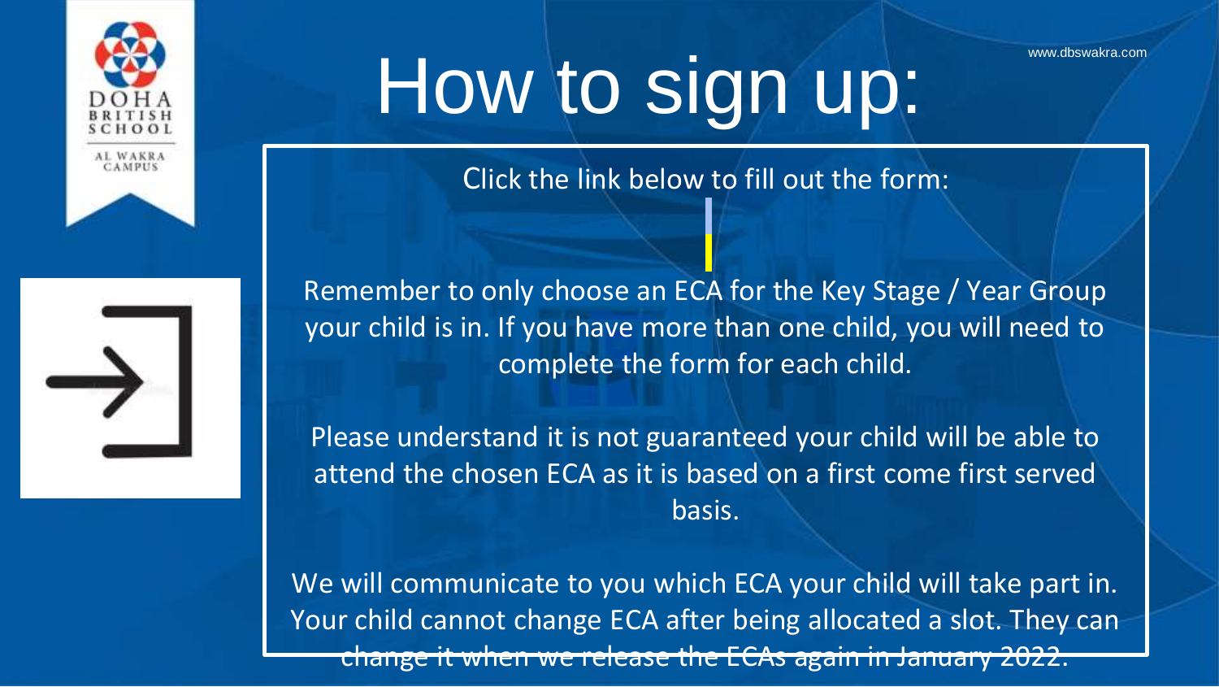# How to sign up:

Click the link below to fill out the form:

Remember to only choose an ECA for the Key Stage / Year Group your child is in. If you have more than one child, you will need to complete the form for each child.

Please understand it is not guaranteed your child will be able to attend the chosen ECA as it is based on a first come first served basis.

We will communicate to you which ECA your child will take part in. Your child cannot change ECA after being allocated a slot. They can change it when we release the ECAs again in January 2022.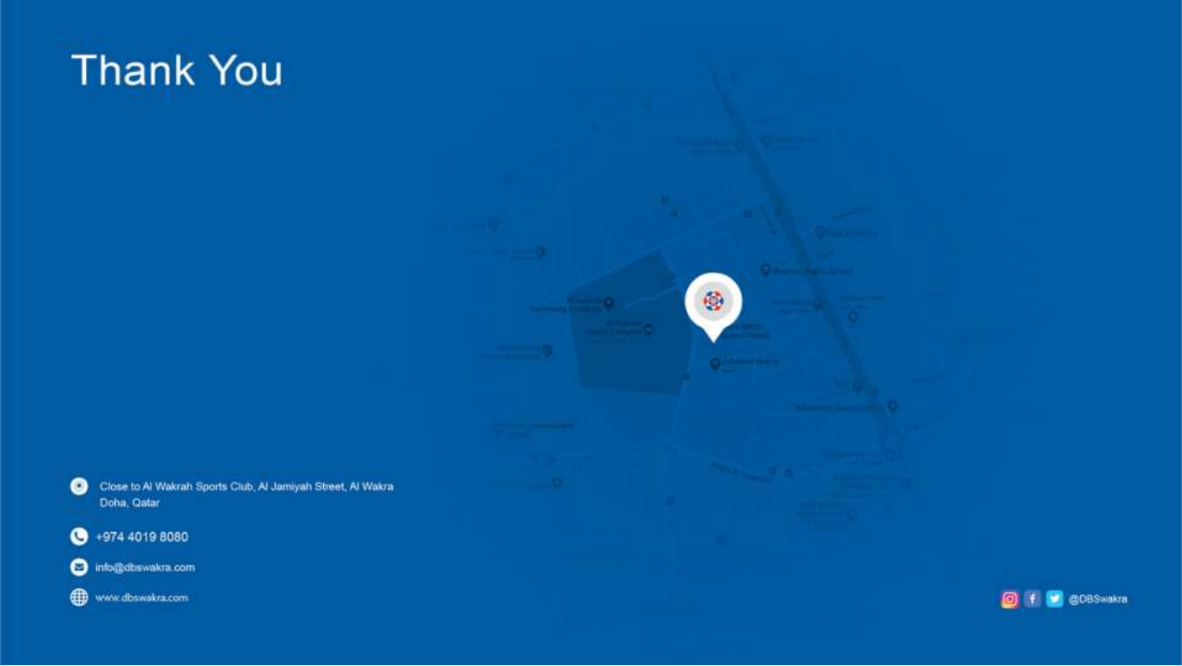# Thank You

Close to Al Wakrah Sports Club, Al Jamiyah Street, Al Wakra
Doha, Qatar

+974 4019 8080

info@dbswakra.com

www.dbswakra.com

@DBSwakra